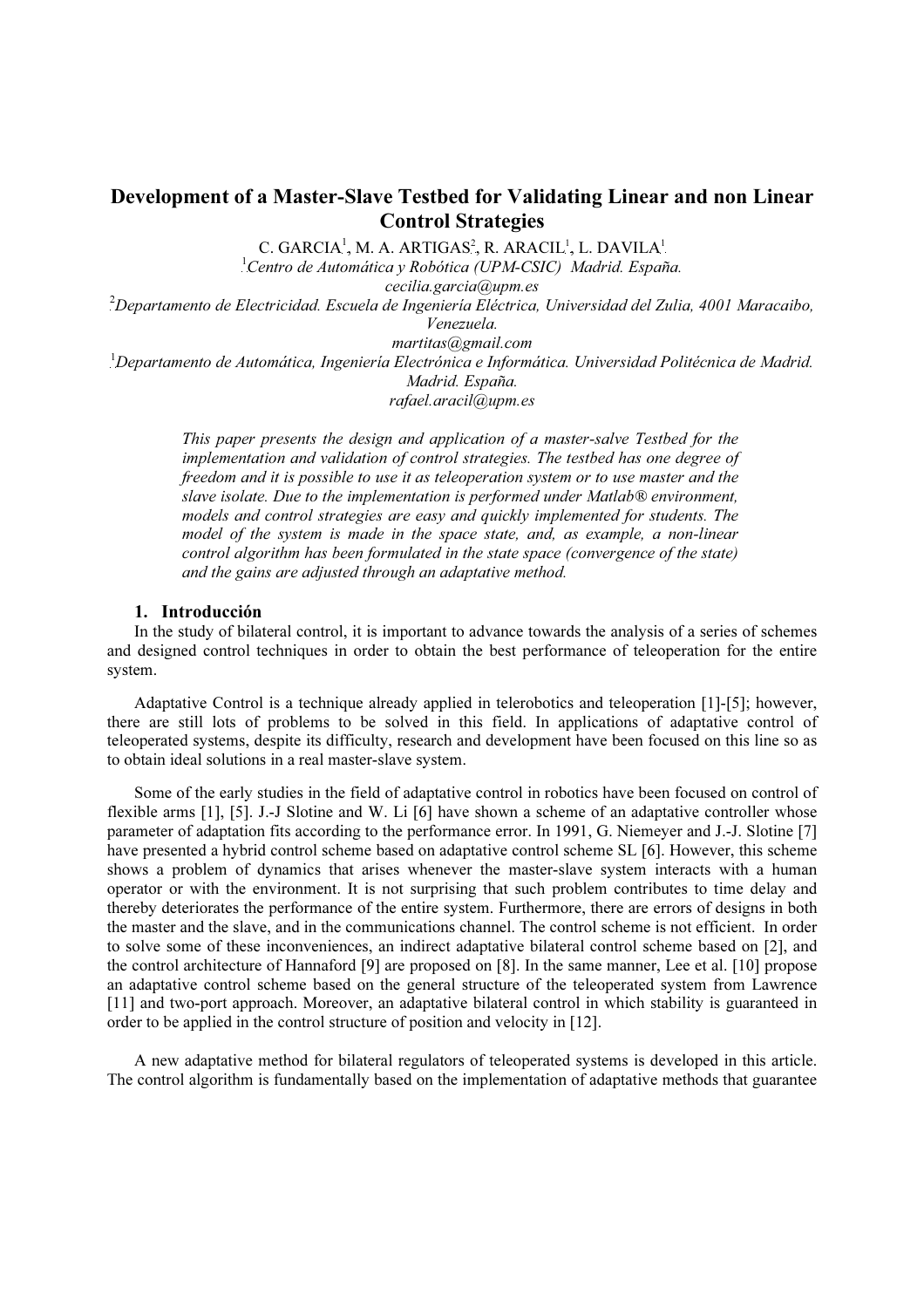# Development of a Master-Slave Testbed for Validating Linear and non Linear Control Strategies

C. GARCIA[1], M. A. ARTIGAS[2], R. ARACIL[1], L. DAVILA[1].

[1] *Centro de Automática y Robótica (UPM-CSIC) Madrid. España.*
*cecilia.garcia@upm.es*

[2] *Departamento de Electricidad. Escuela de Ingeniería Eléctrica, Universidad del Zulia, 4001 Maracaibo, Venezuela.*
*martitas@gmail.com*

[1] *Departamento de Automática, Ingeniería Electrónica e Informática. Universidad Politécnica de Madrid. Madrid. España.*
*rafael.aracil@upm.es*

*This paper presents the design and application of a master-salve Testbed for the implementation and validation of control strategies. The testbed has one degree of freedom and it is possible to use it as teleoperation system or to use master and the slave isolate. Due to the implementation is performed under Matlab® environment, models and control strategies are easy and quickly implemented for students. The model of the system is made in the space state, and, as example, a non-linear control algorithm has been formulated in the state space (convergence of the state) and the gains are adjusted through an adaptative method.*

## 1. Introducción

In the study of bilateral control, it is important to advance towards the analysis of a series of schemes and designed control techniques in order to obtain the best performance of teleoperation for the entire system.

Adaptative Control is a technique already applied in telerobotics and teleoperation [1]-[5]; however, there are still lots of problems to be solved in this field. In applications of adaptative control of teleoperated systems, despite its difficulty, research and development have been focused on this line so as to obtain ideal solutions in a real master-slave system.

Some of the early studies in the field of adaptative control in robotics have been focused on control of flexible arms [1], [5]. J.-J Slotine and W. Li [6] have shown a scheme of an adaptative controller whose parameter of adaptation fits according to the performance error. In 1991, G. Niemeyer and J.-J. Slotine [7] have presented a hybrid control scheme based on adaptative control scheme SL [6]. However, this scheme shows a problem of dynamics that arises whenever the master-slave system interacts with a human operator or with the environment. It is not surprising that such problem contributes to time delay and thereby deteriorates the performance of the entire system. Furthermore, there are errors of designs in both the master and the slave, and in the communications channel. The control scheme is not efficient. In order to solve some of these inconveniences, an indirect adaptative bilateral control scheme based on [2], and the control architecture of Hannaford [9] are proposed on [8]. In the same manner, Lee et al. [10] propose an adaptative control scheme based on the general structure of the teleoperated system from Lawrence [11] and two-port approach. Moreover, an adaptative bilateral control in which stability is guaranteed in order to be applied in the control structure of position and velocity in [12].

A new adaptative method for bilateral regulators of teleoperated systems is developed in this article. The control algorithm is fundamentally based on the implementation of adaptative methods that guarantee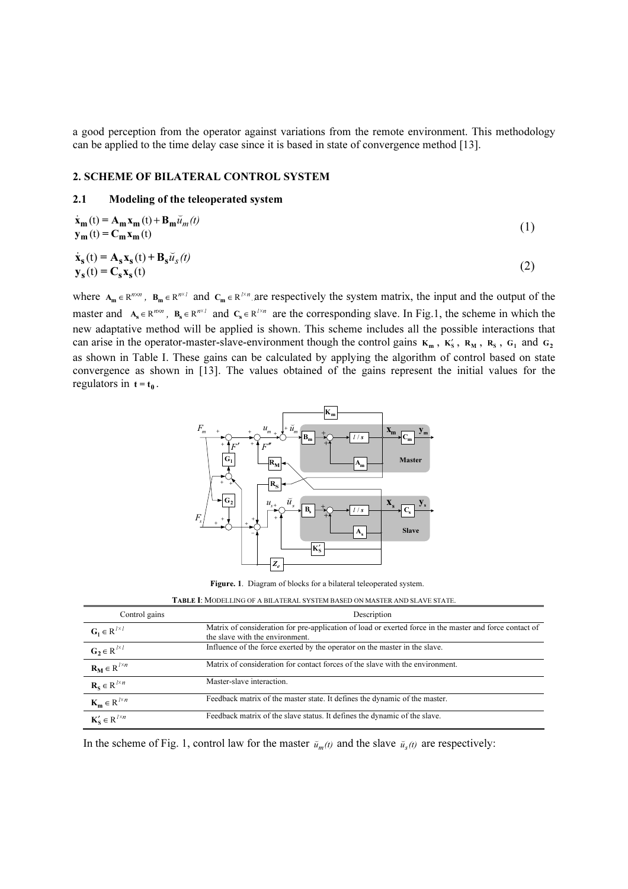a good perception from the operator against variations from the remote environment. This methodology can be applied to the time delay case since it is based in state of convergence method [13].

## 2. SCHEME OF BILATERAL CONTROL SYSTEM

### 2.1 Modeling of the teleoperated system

$$\begin{aligned} \dot{\mathbf{x}}_{\mathbf{m}}(t) &= \mathbf{A}_{\mathbf{m}}\mathbf{x}_{\mathbf{m}}(t) + \mathbf{B}_{\mathbf{m}}\breve{u}_m(t) \\ \mathbf{y}_{\mathbf{m}}(t) &= \mathbf{C}_{\mathbf{m}}\mathbf{x}_{\mathbf{m}}(t) \end{aligned} \tag{1}$$

$$\begin{aligned} \dot{\mathbf{x}}_{\mathbf{s}}(t) &= \mathbf{A}_{\mathbf{s}}\mathbf{x}_{\mathbf{s}}(t) + \mathbf{B}_{\mathbf{s}}\breve{u}_s(t) \\ \mathbf{y}_{\mathbf{s}}(t) &= \mathbf{C}_{\mathbf{s}}\mathbf{x}_{\mathbf{s}}(t) \end{aligned} \tag{2}$$

where $\mathbf{A_m} \in \mathrm{R}^{n\times n}$, $\mathbf{B_m} \in \mathrm{R}^{n\times 1}$ and $\mathbf{C_m} \in \mathrm{R}^{1\times n}$ are respectively the system matrix, the input and the output of the master and $\mathbf{A_s} \in \mathrm{R}^{n\times n}$, $\mathbf{B_s} \in \mathrm{R}^{n\times 1}$ and $\mathbf{C_s} \in \mathrm{R}^{1\times n}$ are the corresponding slave. In Fig.1, the scheme in which the new adaptative method will be applied is shown. This scheme includes all the possible interactions that can arise in the operator-master-slave-environment though the control gains $\mathbf{K_m}$, $\mathbf{K'_S}$, $\mathbf{R_M}$, $\mathbf{R_S}$, $\mathbf{G_1}$ and $\mathbf{G_2}$ as shown in Table I. These gains can be calculated by applying the algorithm of control based on state convergence as shown in [13]. The values obtained of the gains represent the initial values for the regulators in $\mathbf{t} = \mathbf{t_0}$.

**Figure. 1**. Diagram of blocks for a bilateral teleoperated system.

**TABLE I**: MODELLING OF A BILATERAL SYSTEM BASED ON MASTER AND SLAVE STATE.

| Control gains | Description |
|---|---|
| $\mathbf{G_1} \in \mathrm{R}^{1\times 1}$ | Matrix of consideration for pre-application of load or exerted force in the master and force contact of the slave with the environment. |
| $\mathbf{G_2} \in \mathrm{R}^{1\times 1}$ | Influence of the force exerted by the operator on the master in the slave. |
| $\mathbf{R_M} \in \mathrm{R}^{1\times n}$ | Matrix of consideration for contact forces of the slave with the environment. |
| $\mathbf{R_S} \in \mathrm{R}^{1\times n}$ | Master-slave interaction. |
| $\mathbf{K_m} \in \mathrm{R}^{1\times n}$ | Feedback matrix of the master state. It defines the dynamic of the master. |
| $\mathbf{K'_S} \in \mathrm{R}^{1\times n}$ | Feedback matrix of the slave status. It defines the dynamic of the slave. |

In the scheme of Fig. 1, control law for the master $\breve{u}_m(t)$ and the slave $\breve{u}_s(t)$ are respectively: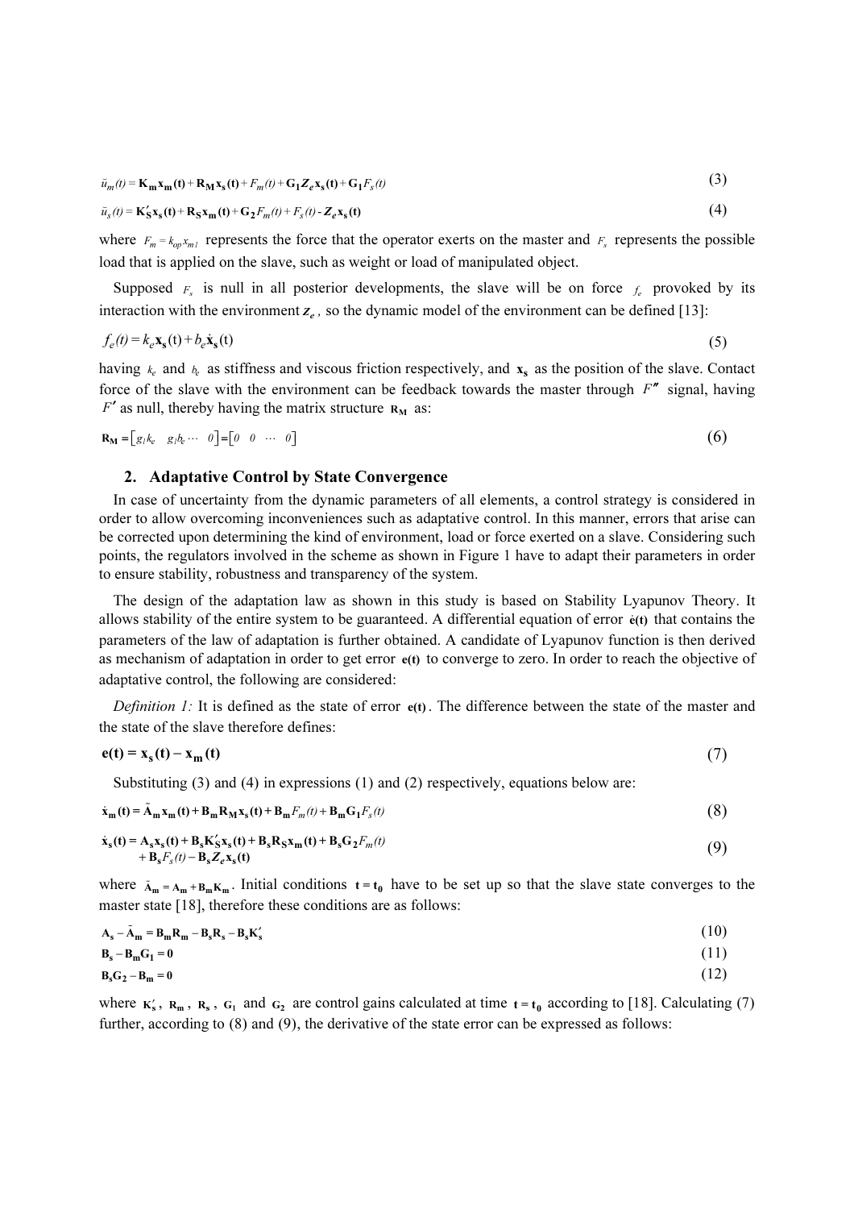$$\tilde{u}_m(t) = \mathbf{K_m x_m(t)} + \mathbf{R_M x_s(t)} + F_m(t) + \mathbf{G_1} \boldsymbol{Z_e} \mathbf{x_s(t)} + \mathbf{G_1} F_s(t) \tag{3}$$

$$\tilde{u}_s(t) = \mathbf{K'_S x_s(t)} + \mathbf{R_S x_m(t)} + \mathbf{G_2} F_m(t) + F_s(t) - \boldsymbol{Z_e} \mathbf{x_s(t)} \tag{4}$$

where $F_m = k_{op} x_{m1}$ represents the force that the operator exerts on the master and $F_s$ represents the possible load that is applied on the slave, such as weight or load of manipulated object.

Supposed $F_s$ is null in all posterior developments, the slave will be on force $f_e$ provoked by its interaction with the environment $\boldsymbol{Z_e}$, so the dynamic model of the environment can be defined [13]:

$$f_e(t) = k_e \mathbf{x_s}(t) + b_e \dot{\mathbf{x}}_\mathbf{s}(t) \tag{5}$$

having $k_e$ and $b_e$ as stiffness and viscous friction respectively, and $\mathbf{x_s}$ as the position of the slave. Contact force of the slave with the environment can be feedback towards the master through $F''$ signal, having $F'$ as null, thereby having the matrix structure $\mathbf{R_M}$ as:

$$\mathbf{R_M} = \begin{bmatrix} g_1 k_e & g_1 b_e & \cdots & 0 \end{bmatrix} = \begin{bmatrix} 0 & 0 & \cdots & 0 \end{bmatrix} \tag{6}$$

## 2. Adaptative Control by State Convergence

In case of uncertainty from the dynamic parameters of all elements, a control strategy is considered in order to allow overcoming inconveniences such as adaptative control. In this manner, errors that arise can be corrected upon determining the kind of environment, load or force exerted on a slave. Considering such points, the regulators involved in the scheme as shown in Figure 1 have to adapt their parameters in order to ensure stability, robustness and transparency of the system.

The design of the adaptation law as shown in this study is based on Stability Lyapunov Theory. It allows stability of the entire system to be guaranteed. A differential equation of error $\dot{\mathbf{e}}\mathbf{(t)}$ that contains the parameters of the law of adaptation is further obtained. A candidate of Lyapunov function is then derived as mechanism of adaptation in order to get error $\mathbf{e(t)}$ to converge to zero. In order to reach the objective of adaptative control, the following are considered:

*Definition 1:* It is defined as the state of error $\mathbf{e(t)}$. The difference between the state of the master and the state of the slave therefore defines:

$$\mathbf{e(t) = x_s(t) - x_m(t)} \tag{7}$$

Substituting (3) and (4) in expressions (1) and (2) respectively, equations below are:

$$\dot{\mathbf{x}}_\mathbf{m}\mathbf{(t)} = \tilde{\mathbf{A}}_\mathbf{m} \mathbf{x_m(t)} + \mathbf{B_m R_M x_s(t)} + \mathbf{B_m} F_m(t) + \mathbf{B_m G_1} F_s(t) \tag{8}$$

$$\begin{aligned}\dot{\mathbf{x}}_\mathbf{s}\mathbf{(t)} = \mathbf{A_s x_s(t)} + \mathbf{B_s K'_S x_s(t)} + \mathbf{B_s R_S x_m(t)} + \mathbf{B_s G_2} F_m(t) \\ + \mathbf{B_s} F_s(t) - \mathbf{B_s} \boldsymbol{Z_e} \mathbf{x_s(t)}\end{aligned} \tag{9}$$

where $\tilde{\mathbf{A}}_\mathbf{m} = \mathbf{A_m} + \mathbf{B_m K_m}$. Initial conditions $\mathbf{t = t_0}$ have to be set up so that the slave state converges to the master state [18], therefore these conditions are as follows:

$$\mathbf{A_s} - \tilde{\mathbf{A}}_\mathbf{m} = \mathbf{B_m R_m} - \mathbf{B_s R_s} - \mathbf{B_s K'_s} \tag{10}$$

$$\mathbf{B_s - B_m G_1 = 0} \tag{11}$$

$$\mathbf{B_s G_2 - B_m = 0} \tag{12}$$

where $\mathbf{K'_s}$, $\mathbf{R_m}$, $\mathbf{R_s}$, $\mathbf{G_1}$ and $\mathbf{G_2}$ are control gains calculated at time $\mathbf{t = t_0}$ according to [18]. Calculating (7) further, according to (8) and (9), the derivative of the state error can be expressed as follows: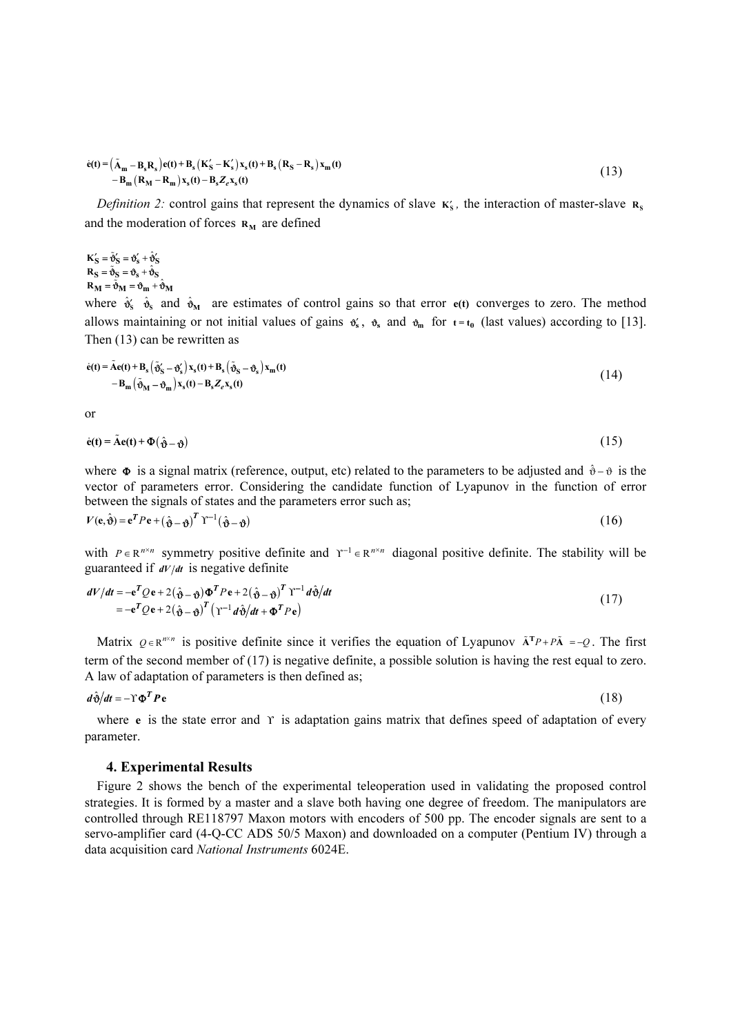$$\dot{\mathbf{e}}(\mathbf{t}) = \left(\tilde{\mathbf{A}}_{\mathbf{m}} - \mathbf{B}_{\mathbf{s}}\mathbf{R}_{\mathbf{s}}\right)\mathbf{e}(\mathbf{t}) + \mathbf{B}_{\mathbf{s}}\left(\mathbf{K}'_{\mathbf{S}} - \mathbf{K}'_{\mathbf{s}}\right)\mathbf{x}_{\mathbf{s}}(\mathbf{t}) + \mathbf{B}_{\mathbf{s}}\left(\mathbf{R}_{\mathbf{S}} - \mathbf{R}_{\mathbf{s}}\right)\mathbf{x}_{\mathbf{m}}(\mathbf{t})$$
$$- \mathbf{B}_{\mathbf{m}}\left(\mathbf{R}_{\mathbf{M}} - \mathbf{R}_{\mathbf{m}}\right)\mathbf{x}_{\mathbf{s}}(\mathbf{t}) - \mathbf{B}_{\mathbf{s}} Z_e \mathbf{x}_{\mathbf{s}}(\mathbf{t}) \tag{13}$$

*Definition 2:* control gains that represent the dynamics of slave $\mathbf{K}'_{\mathbf{S}}$, the interaction of master-slave $\mathbf{R}_{\mathbf{S}}$ and the moderation of forces $\mathbf{R}_{\mathbf{M}}$ are defined

$$\mathbf{K}'_{\mathbf{S}} = \tilde{\vartheta}'_{\mathbf{S}} = \vartheta'_{\mathbf{s}} + \hat{\vartheta}'_{\mathbf{S}}$$
$$\mathbf{R}_{\mathbf{S}} = \tilde{\vartheta}_{\mathbf{S}} = \vartheta_{\mathbf{s}} + \hat{\vartheta}_{\mathbf{S}}$$
$$\mathbf{R}_{\mathbf{M}} = \tilde{\vartheta}_{\mathbf{M}} = \vartheta_{\mathbf{m}} + \hat{\vartheta}_{\mathbf{M}}$$

where $\hat{\vartheta}'_{\mathbf{S}}$ $\hat{\vartheta}_{\mathbf{S}}$ and $\hat{\vartheta}_{\mathbf{M}}$ are estimates of control gains so that error $\mathbf{e(t)}$ converges to zero. The method allows maintaining or not initial values of gains $\vartheta'_{\mathbf{s}}$, $\vartheta_{\mathbf{s}}$ and $\vartheta_{\mathbf{m}}$ for $\mathbf{t = t_0}$ (last values) according to [13]. Then (13) can be rewritten as

$$\dot{\mathbf{e}}(\mathbf{t}) = \tilde{\mathbf{A}}\mathbf{e}(\mathbf{t}) + \mathbf{B}_{\mathbf{s}}\left(\tilde{\vartheta}'_{\mathbf{S}} - \vartheta'_{\mathbf{s}}\right)\mathbf{x}_{\mathbf{s}}(\mathbf{t}) + \mathbf{B}_{\mathbf{s}}\left(\tilde{\vartheta}_{\mathbf{S}} - \vartheta_{\mathbf{s}}\right)\mathbf{x}_{\mathbf{m}}(\mathbf{t})$$
$$- \mathbf{B}_{\mathbf{m}}\left(\tilde{\vartheta}_{\mathbf{M}} - \vartheta_{\mathbf{m}}\right)\mathbf{x}_{\mathbf{s}}(\mathbf{t}) - \mathbf{B}_{\mathbf{s}} Z_e \mathbf{x}_{\mathbf{s}}(\mathbf{t}) \tag{14}$$

or

$$\dot{\mathbf{e}}(\mathbf{t}) = \tilde{\mathbf{A}}\mathbf{e}(\mathbf{t}) + \mathbf{\Phi}\left(\hat{\vartheta} - \vartheta\right) \tag{15}$$

where $\mathbf{\Phi}$ is a signal matrix (reference, output, etc) related to the parameters to be adjusted and $\hat{\vartheta} - \vartheta$ is the vector of parameters error. Considering the candidate function of Lyapunov in the function of error between the signals of states and the parameters error such as;

$$V(\mathbf{e}, \hat{\vartheta}) = \mathbf{e}^{T} P \mathbf{e} + \left(\hat{\vartheta} - \vartheta\right)^{T} \Upsilon^{-1}\left(\hat{\vartheta} - \vartheta\right) \tag{16}$$

with $P \in \mathrm{R}^{n \times n}$ symmetry positive definite and $\Upsilon^{-1} \in \mathrm{R}^{n \times n}$ diagonal positive definite. The stability will be guaranteed if $dV/dt$ is negative definite

$$dV/dt = -\mathbf{e}^{T} Q \mathbf{e} + 2\left(\hat{\vartheta} - \vartheta\right)\mathbf{\Phi}^{T} P \mathbf{e} + 2\left(\hat{\vartheta} - \vartheta\right)^{T} \Upsilon^{-1} d\hat{\vartheta}/dt$$
$$= -\mathbf{e}^{T} Q \mathbf{e} + 2\left(\hat{\vartheta} - \vartheta\right)^{T}\left(\Upsilon^{-1} d\hat{\vartheta}/dt + \mathbf{\Phi}^{T} P \mathbf{e}\right) \tag{17}$$

Matrix $Q \in \mathrm{R}^{n \times n}$ is positive definite since it verifies the equation of Lyapunov $\tilde{\mathbf{A}}^{\mathbf{T}} P + P\tilde{\mathbf{A}} = -Q$. The first term of the second member of (17) is negative definite, a possible solution is having the rest equal to zero. A law of adaptation of parameters is then defined as;

$$d\hat{\vartheta}/dt = -\Upsilon \mathbf{\Phi}^{T} \boldsymbol{P} \mathbf{e} \tag{18}$$

where $\mathbf{e}$ is the state error and $\Upsilon$ is adaptation gains matrix that defines speed of adaptation of every parameter.

## 4. Experimental Results

Figure 2 shows the bench of the experimental teleoperation used in validating the proposed control strategies. It is formed by a master and a slave both having one degree of freedom. The manipulators are controlled through RE118797 Maxon motors with encoders of 500 pp. The encoder signals are sent to a servo-amplifier card (4-Q-CC ADS 50/5 Maxon) and downloaded on a computer (Pentium IV) through a data acquisition card *National Instruments* 6024E.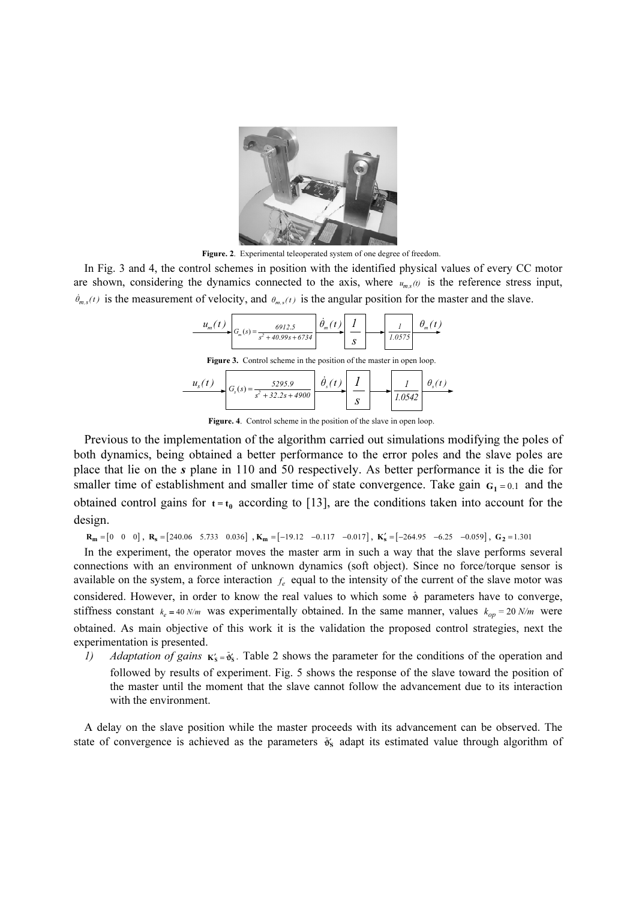**Figure. 2**. Experimental teleoperated system of one degree of freedom.

In Fig. 3 and 4, the control schemes in position with the identified physical values of every CC motor are shown, considering the dynamics connected to the axis, where $u_{m,s}(t)$ is the reference stress input, $\dot{\theta}_{m,s}(t)$ is the measurement of velocity, and $\theta_{m,s}(t)$ is the angular position for the master and the slave.

$$u_m(t) \rightarrow G_m(s) = \frac{6912.5}{s^2 + 40.99s + 6734} \rightarrow \dot{\theta}_m(t) \rightarrow \frac{1}{s} \rightarrow \frac{1}{1.0575} \rightarrow \theta_m(t)$$

**Figure 3.** Control scheme in the position of the master in open loop.

$$u_s(t) \rightarrow G_s(s) = \frac{5295.9}{s^2 + 32.2s + 4900} \rightarrow \dot{\theta}_s(t) \rightarrow \frac{1}{s} \rightarrow \frac{1}{1.0542} \rightarrow \theta_s(t)$$

**Figure. 4**. Control scheme in the position of the slave in open loop.

Previous to the implementation of the algorithm carried out simulations modifying the poles of both dynamics, being obtained a better performance to the error poles and the slave poles are place that lie on the ***s*** plane in 110 and 50 respectively. As better performance it is the die for smaller time of establishment and smaller time of state convergence. Take gain $\mathbf{G_1} = 0.1$ and the obtained control gains for $\mathbf{t} = \mathbf{t_0}$ according to [13], are the conditions taken into account for the design.

$\mathbf{R_m} = [0 \quad 0 \quad 0]$, $\mathbf{R_s} = [240.06 \quad 5.733 \quad 0.036]$, $\mathbf{K_m} = [-19.12 \quad -0.117 \quad -0.017]$, $\mathbf{K'_s} = [-264.95 \quad -6.25 \quad -0.059]$, $\mathbf{G_2} = 1.301$

In the experiment, the operator moves the master arm in such a way that the slave performs several connections with an environment of unknown dynamics (soft object). Since no force/torque sensor is available on the system, a force interaction $f_e$ equal to the intensity of the current of the slave motor was considered. However, in order to know the real values to which some $\hat{\vartheta}$ parameters have to converge, stiffness constant $k_e = 40\ N/m$ was experimentally obtained. In the same manner, values $k_{op} = 20\ N/m$ were obtained. As main objective of this work it is the validation the proposed control strategies, next the experimentation is presented.

1) *Adaptation of gains* $\mathbf{K'_S} = \tilde{\vartheta}'_{\mathbf{S}}$. Table 2 shows the parameter for the conditions of the operation and followed by results of experiment. Fig. 5 shows the response of the slave toward the position of the master until the moment that the slave cannot follow the advancement due to its interaction with the environment.

A delay on the slave position while the master proceeds with its advancement can be observed. The state of convergence is achieved as the parameters $\tilde{\vartheta}'_{\mathbf{S}}$ adapt its estimated value through algorithm of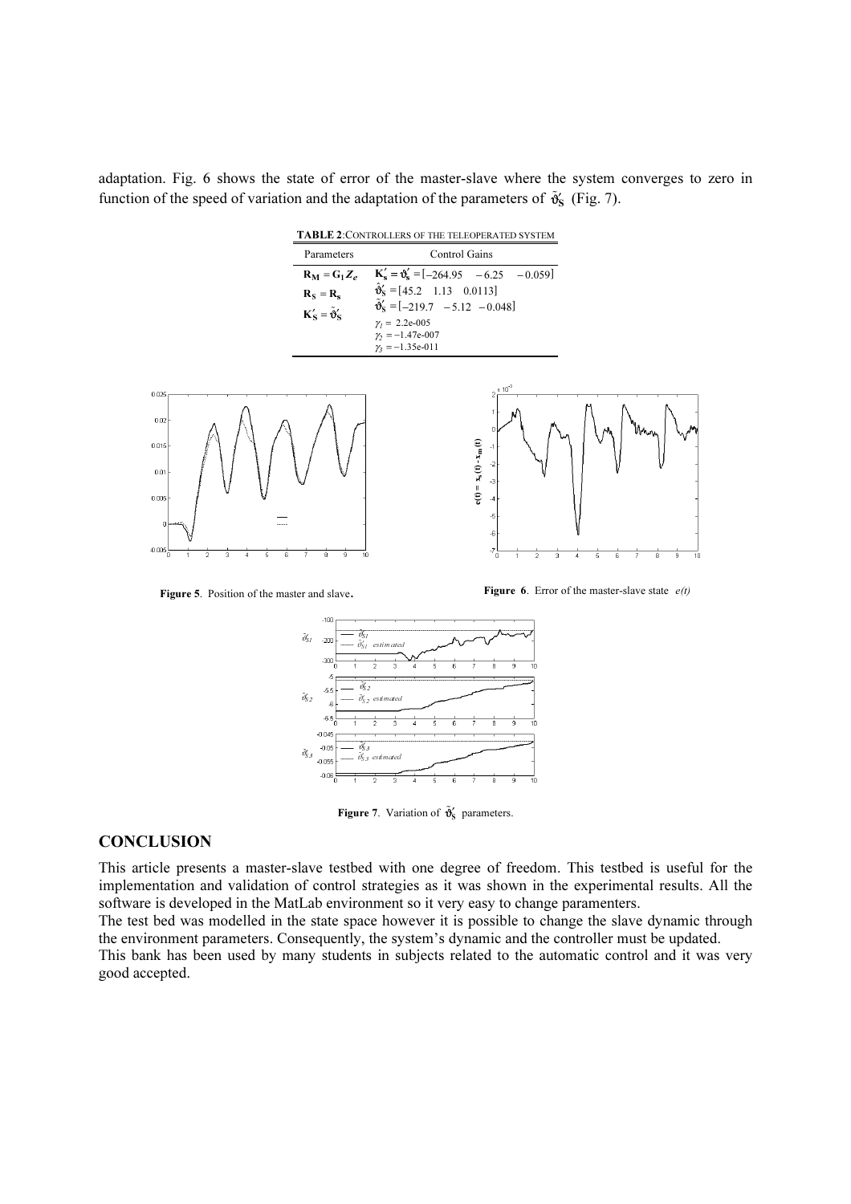adaptation. Fig. 6 shows the state of error of the master-slave where the system converges to zero in function of the speed of variation and the adaptation of the parameters of $\tilde{\vartheta}'_S$ (Fig. 7).

**TABLE 2**: CONTROLLERS OF THE TELEOPERATED SYSTEM

| Parameters | Control Gains |
|---|---|
| $\mathbf{R_M} = \mathbf{G_1} Z_e$ <br> $\mathbf{R_S} = \mathbf{R_s}$ <br> $\mathbf{K'_S} = \tilde{\vartheta}'_S$ | $\mathbf{K'_s} = \vartheta'_s = [-264.95 \quad -6.25 \quad -0.059]$ <br> $\hat{\vartheta}'_S = [45.2 \quad 1.13 \quad 0.0113]$ <br> $\tilde{\vartheta}'_S = [-219.7 \quad -5.12 \quad -0.048]$ <br> $\gamma_1 =$ 2.2e-005 <br> $\gamma_2 = -$1.47e-007 <br> $\gamma_3 = -$1.35e-011 |

**Figure 5**. Position of the master and slave.

**Figure 6**. Error of the master-slave state *e(t)*

**Figure 7**. Variation of $\tilde{\vartheta}'_S$ parameters.

## CONCLUSION

This article presents a master-slave testbed with one degree of freedom. This testbed is useful for the implementation and validation of control strategies as it was shown in the experimental results. All the software is developed in the MatLab environment so it very easy to change paramenters.

The test bed was modelled in the state space however it is possible to change the slave dynamic through the environment parameters. Consequently, the system's dynamic and the controller must be updated.

This bank has been used by many students in subjects related to the automatic control and it was very good accepted.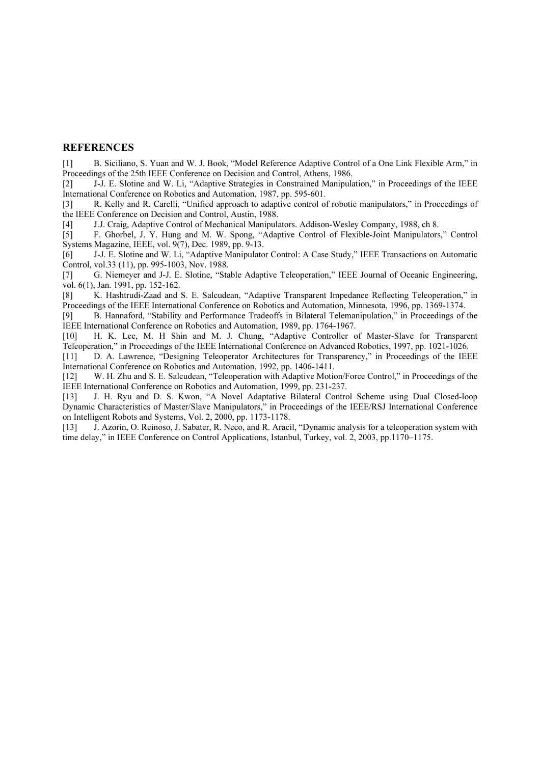## REFERENCES

[1] B. Siciliano, S. Yuan and W. J. Book, "Model Reference Adaptive Control of a One Link Flexible Arm," in Proceedings of the 25th IEEE Conference on Decision and Control, Athens, 1986.

[2] J-J. E. Slotine and W. Li, "Adaptive Strategies in Constrained Manipulation," in Proceedings of the IEEE International Conference on Robotics and Automation, 1987, pp. 595-601.

[3] R. Kelly and R. Carelli, "Unified approach to adaptive control of robotic manipulators," in Proceedings of the IEEE Conference on Decision and Control, Austin, 1988.

[4] J.J. Craig, Adaptive Control of Mechanical Manipulators. Addison-Wesley Company, 1988, ch 8.

[5] F. Ghorbel, J. Y. Hung and M. W. Spong, "Adaptive Control of Flexible-Joint Manipulators," Control Systems Magazine, IEEE, vol. 9(7), Dec. 1989, pp. 9-13.

[6] J-J. E. Slotine and W. Li, "Adaptive Manipulator Control: A Case Study," IEEE Transactions on Automatic Control, vol.33 (11), pp. 995-1003, Nov. 1988.

[7] G. Niemeyer and J-J. E. Slotine, "Stable Adaptive Teleoperation," IEEE Journal of Oceanic Engineering, vol. 6(1), Jan. 1991, pp. 152-162.

[8] K. Hashtrudi-Zaad and S. E. Salcudean, "Adaptive Transparent Impedance Reflecting Teleoperation," in Proceedings of the IEEE International Conference on Robotics and Automation, Minnesota, 1996, pp. 1369-1374.

[9] B. Hannaford, "Stability and Performance Tradeoffs in Bilateral Telemanipulation," in Proceedings of the IEEE International Conference on Robotics and Automation, 1989, pp. 1764-1967.

[10] H. K. Lee, M. H Shin and M. J. Chung, "Adaptive Controller of Master-Slave for Transparent Teleoperation," in Proceedings of the IEEE International Conference on Advanced Robotics, 1997, pp. 1021-1026.

[11] D. A. Lawrence, "Designing Teleoperator Architectures for Transparency," in Proceedings of the IEEE International Conference on Robotics and Automation, 1992, pp. 1406-1411.

[12] W. H. Zhu and S. E. Salcudean, "Teleoperation with Adaptive Motion/Force Control," in Proceedings of the IEEE International Conference on Robotics and Automation, 1999, pp. 231-237.

[13] J. H. Ryu and D. S. Kwon, "A Novel Adaptative Bilateral Control Scheme using Dual Closed-loop Dynamic Characteristics of Master/Slave Manipulators," in Proceedings of the IEEE/RSJ International Conference on Intelligent Robots and Systems, Vol. 2, 2000, pp. 1173-1178.

[13] J. Azorin, O. Reinoso, J. Sabater, R. Neco, and R. Aracil, "Dynamic analysis for a teleoperation system with time delay," in IEEE Conference on Control Applications, Istanbul, Turkey, vol. 2, 2003, pp.1170–1175.